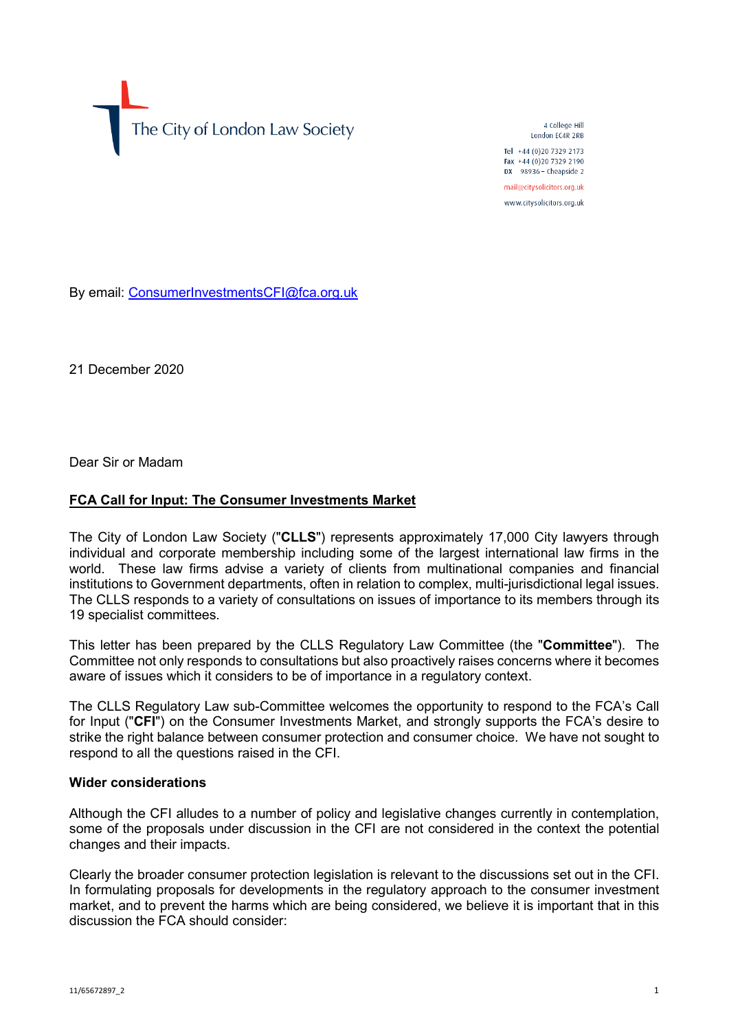The City of London Law Society

4 College Hill
London EC4R 2RB

Tel +44 (0)20 7329 2173
Fax +44 (0)20 7329 2190
DX 98936 – Cheapside 2

mail@citysolicitors.org.uk

www.citysolicitors.org.uk

By email: ConsumerInvestmentsCFI@fca.org.uk

21 December 2020

Dear Sir or Madam

**FCA Call for Input: The Consumer Investments Market**

The City of London Law Society ("**CLLS**") represents approximately 17,000 City lawyers through individual and corporate membership including some of the largest international law firms in the world. These law firms advise a variety of clients from multinational companies and financial institutions to Government departments, often in relation to complex, multi-jurisdictional legal issues. The CLLS responds to a variety of consultations on issues of importance to its members through its 19 specialist committees.

This letter has been prepared by the CLLS Regulatory Law Committee (the "**Committee**"). The Committee not only responds to consultations but also proactively raises concerns where it becomes aware of issues which it considers to be of importance in a regulatory context.

The CLLS Regulatory Law sub-Committee welcomes the opportunity to respond to the FCA's Call for Input ("**CFI**") on the Consumer Investments Market, and strongly supports the FCA's desire to strike the right balance between consumer protection and consumer choice. We have not sought to respond to all the questions raised in the CFI.

**Wider considerations**

Although the CFI alludes to a number of policy and legislative changes currently in contemplation, some of the proposals under discussion in the CFI are not considered in the context the potential changes and their impacts.

Clearly the broader consumer protection legislation is relevant to the discussions set out in the CFI. In formulating proposals for developments in the regulatory approach to the consumer investment market, and to prevent the harms which are being considered, we believe it is important that in this discussion the FCA should consider:

11/65672897_2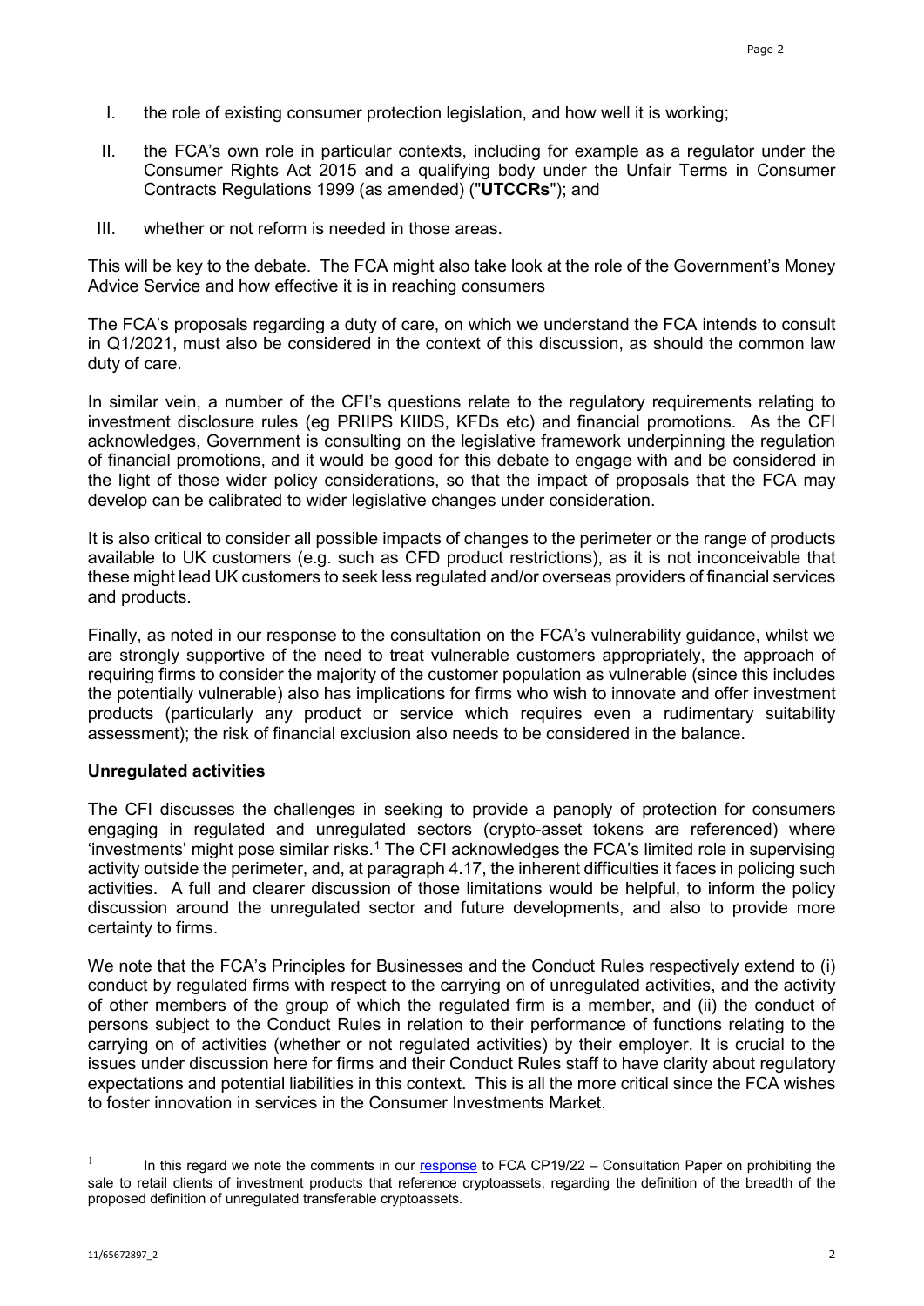I. the role of existing consumer protection legislation, and how well it is working;

II. the FCA's own role in particular contexts, including for example as a regulator under the Consumer Rights Act 2015 and a qualifying body under the Unfair Terms in Consumer Contracts Regulations 1999 (as amended) ("**UTCCRs**"); and

III. whether or not reform is needed in those areas.

This will be key to the debate. The FCA might also take look at the role of the Government's Money Advice Service and how effective it is in reaching consumers

The FCA's proposals regarding a duty of care, on which we understand the FCA intends to consult in Q1/2021, must also be considered in the context of this discussion, as should the common law duty of care.

In similar vein, a number of the CFI's questions relate to the regulatory requirements relating to investment disclosure rules (eg PRIIPS KIIDS, KFDs etc) and financial promotions. As the CFI acknowledges, Government is consulting on the legislative framework underpinning the regulation of financial promotions, and it would be good for this debate to engage with and be considered in the light of those wider policy considerations, so that the impact of proposals that the FCA may develop can be calibrated to wider legislative changes under consideration.

It is also critical to consider all possible impacts of changes to the perimeter or the range of products available to UK customers (e.g. such as CFD product restrictions), as it is not inconceivable that these might lead UK customers to seek less regulated and/or overseas providers of financial services and products.

Finally, as noted in our response to the consultation on the FCA's vulnerability guidance, whilst we are strongly supportive of the need to treat vulnerable customers appropriately, the approach of requiring firms to consider the majority of the customer population as vulnerable (since this includes the potentially vulnerable) also has implications for firms who wish to innovate and offer investment products (particularly any product or service which requires even a rudimentary suitability assessment); the risk of financial exclusion also needs to be considered in the balance.

**Unregulated activities**

The CFI discusses the challenges in seeking to provide a panoply of protection for consumers engaging in regulated and unregulated sectors (crypto-asset tokens are referenced) where 'investments' might pose similar risks.[1] The CFI acknowledges the FCA's limited role in supervising activity outside the perimeter, and, at paragraph 4.17, the inherent difficulties it faces in policing such activities. A full and clearer discussion of those limitations would be helpful, to inform the policy discussion around the unregulated sector and future developments, and also to provide more certainty to firms.

We note that the FCA's Principles for Businesses and the Conduct Rules respectively extend to (i) conduct by regulated firms with respect to the carrying on of unregulated activities, and the activity of other members of the group of which the regulated firm is a member, and (ii) the conduct of persons subject to the Conduct Rules in relation to their performance of functions relating to the carrying on of activities (whether or not regulated activities) by their employer. It is crucial to the issues under discussion here for firms and their Conduct Rules staff to have clarity about regulatory expectations and potential liabilities in this context. This is all the more critical since the FCA wishes to foster innovation in services in the Consumer Investments Market.

---

[1] In this regard we note the comments in our response to FCA CP19/22 – Consultation Paper on prohibiting the sale to retail clients of investment products that reference cryptoassets, regarding the definition of the breadth of the proposed definition of unregulated transferable cryptoassets.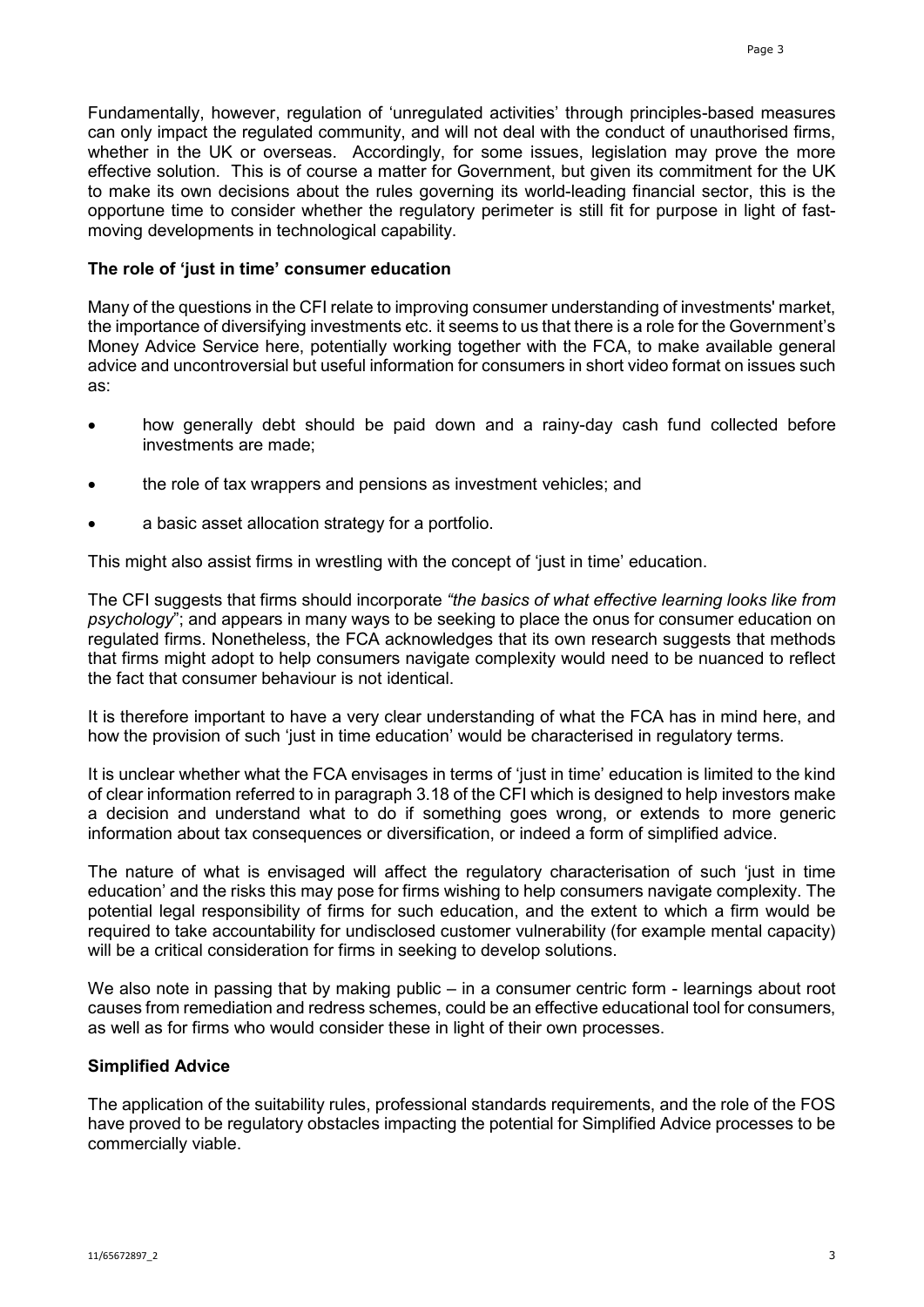Fundamentally, however, regulation of 'unregulated activities' through principles-based measures can only impact the regulated community, and will not deal with the conduct of unauthorised firms, whether in the UK or overseas. Accordingly, for some issues, legislation may prove the more effective solution. This is of course a matter for Government, but given its commitment for the UK to make its own decisions about the rules governing its world-leading financial sector, this is the opportune time to consider whether the regulatory perimeter is still fit for purpose in light of fast-moving developments in technological capability.

**The role of 'just in time' consumer education**

Many of the questions in the CFI relate to improving consumer understanding of investments' market, the importance of diversifying investments etc. it seems to us that there is a role for the Government's Money Advice Service here, potentially working together with the FCA, to make available general advice and uncontroversial but useful information for consumers in short video format on issues such as:

- how generally debt should be paid down and a rainy-day cash fund collected before investments are made;
- the role of tax wrappers and pensions as investment vehicles; and
- a basic asset allocation strategy for a portfolio.

This might also assist firms in wrestling with the concept of 'just in time' education.

The CFI suggests that firms should incorporate *"the basics of what effective learning looks like from psychology*"; and appears in many ways to be seeking to place the onus for consumer education on regulated firms. Nonetheless, the FCA acknowledges that its own research suggests that methods that firms might adopt to help consumers navigate complexity would need to be nuanced to reflect the fact that consumer behaviour is not identical.

It is therefore important to have a very clear understanding of what the FCA has in mind here, and how the provision of such 'just in time education' would be characterised in regulatory terms.

It is unclear whether what the FCA envisages in terms of 'just in time' education is limited to the kind of clear information referred to in paragraph 3.18 of the CFI which is designed to help investors make a decision and understand what to do if something goes wrong, or extends to more generic information about tax consequences or diversification, or indeed a form of simplified advice.

The nature of what is envisaged will affect the regulatory characterisation of such 'just in time education' and the risks this may pose for firms wishing to help consumers navigate complexity. The potential legal responsibility of firms for such education, and the extent to which a firm would be required to take accountability for undisclosed customer vulnerability (for example mental capacity) will be a critical consideration for firms in seeking to develop solutions.

We also note in passing that by making public – in a consumer centric form - learnings about root causes from remediation and redress schemes, could be an effective educational tool for consumers, as well as for firms who would consider these in light of their own processes.

**Simplified Advice**

The application of the suitability rules, professional standards requirements, and the role of the FOS have proved to be regulatory obstacles impacting the potential for Simplified Advice processes to be commercially viable.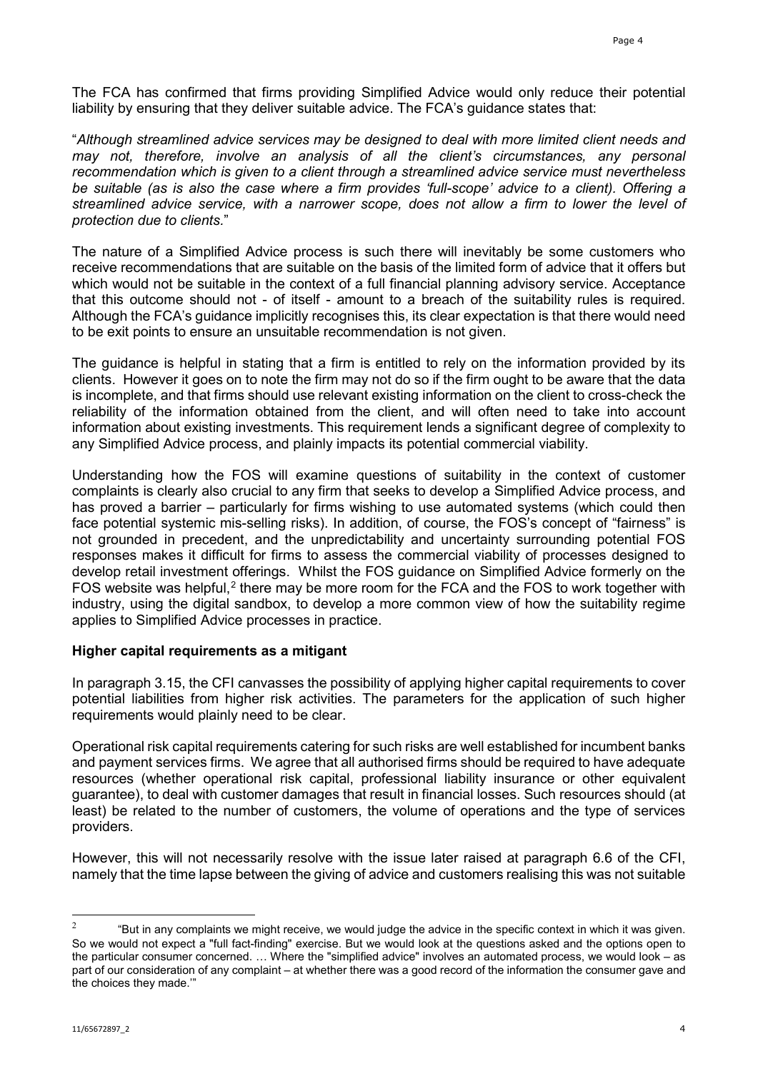The FCA has confirmed that firms providing Simplified Advice would only reduce their potential liability by ensuring that they deliver suitable advice. The FCA's guidance states that:

"*Although streamlined advice services may be designed to deal with more limited client needs and may not, therefore, involve an analysis of all the client's circumstances, any personal recommendation which is given to a client through a streamlined advice service must nevertheless be suitable (as is also the case where a firm provides 'full-scope' advice to a client). Offering a streamlined advice service, with a narrower scope, does not allow a firm to lower the level of protection due to clients.*"

The nature of a Simplified Advice process is such there will inevitably be some customers who receive recommendations that are suitable on the basis of the limited form of advice that it offers but which would not be suitable in the context of a full financial planning advisory service. Acceptance that this outcome should not - of itself - amount to a breach of the suitability rules is required. Although the FCA's guidance implicitly recognises this, its clear expectation is that there would need to be exit points to ensure an unsuitable recommendation is not given.

The guidance is helpful in stating that a firm is entitled to rely on the information provided by its clients. However it goes on to note the firm may not do so if the firm ought to be aware that the data is incomplete, and that firms should use relevant existing information on the client to cross-check the reliability of the information obtained from the client, and will often need to take into account information about existing investments. This requirement lends a significant degree of complexity to any Simplified Advice process, and plainly impacts its potential commercial viability.

Understanding how the FOS will examine questions of suitability in the context of customer complaints is clearly also crucial to any firm that seeks to develop a Simplified Advice process, and has proved a barrier – particularly for firms wishing to use automated systems (which could then face potential systemic mis-selling risks). In addition, of course, the FOS's concept of "fairness" is not grounded in precedent, and the unpredictability and uncertainty surrounding potential FOS responses makes it difficult for firms to assess the commercial viability of processes designed to develop retail investment offerings. Whilst the FOS guidance on Simplified Advice formerly on the FOS website was helpful,[2] there may be more room for the FCA and the FOS to work together with industry, using the digital sandbox, to develop a more common view of how the suitability regime applies to Simplified Advice processes in practice.

**Higher capital requirements as a mitigant**

In paragraph 3.15, the CFI canvasses the possibility of applying higher capital requirements to cover potential liabilities from higher risk activities. The parameters for the application of such higher requirements would plainly need to be clear.

Operational risk capital requirements catering for such risks are well established for incumbent banks and payment services firms. We agree that all authorised firms should be required to have adequate resources (whether operational risk capital, professional liability insurance or other equivalent guarantee), to deal with customer damages that result in financial losses. Such resources should (at least) be related to the number of customers, the volume of operations and the type of services providers.

However, this will not necessarily resolve with the issue later raised at paragraph 6.6 of the CFI, namely that the time lapse between the giving of advice and customers realising this was not suitable

[2] "But in any complaints we might receive, we would judge the advice in the specific context in which it was given. So we would not expect a "full fact-finding" exercise. But we would look at the questions asked and the options open to the particular consumer concerned. … Where the "simplified advice" involves an automated process, we would look – as part of our consideration of any complaint – at whether there was a good record of the information the consumer gave and the choices they made.'"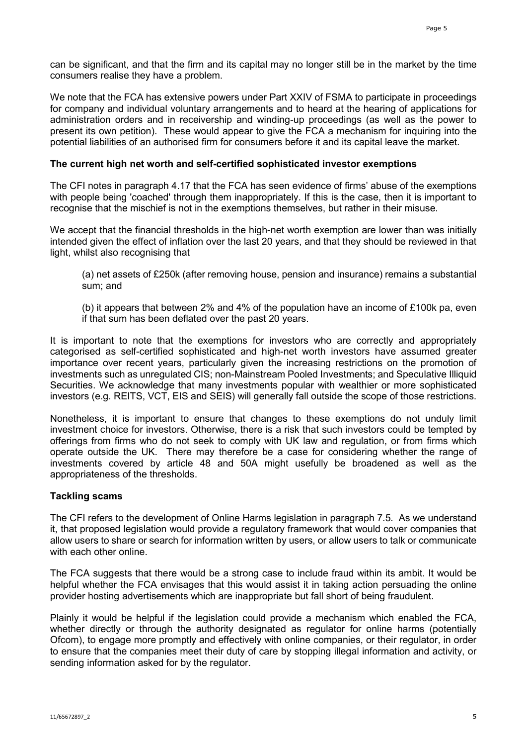can be significant, and that the firm and its capital may no longer still be in the market by the time consumers realise they have a problem.

We note that the FCA has extensive powers under Part XXIV of FSMA to participate in proceedings for company and individual voluntary arrangements and to heard at the hearing of applications for administration orders and in receivership and winding-up proceedings (as well as the power to present its own petition). These would appear to give the FCA a mechanism for inquiring into the potential liabilities of an authorised firm for consumers before it and its capital leave the market.

**The current high net worth and self-certified sophisticated investor exemptions**

The CFI notes in paragraph 4.17 that the FCA has seen evidence of firms' abuse of the exemptions with people being 'coached' through them inappropriately. If this is the case, then it is important to recognise that the mischief is not in the exemptions themselves, but rather in their misuse.

We accept that the financial thresholds in the high-net worth exemption are lower than was initially intended given the effect of inflation over the last 20 years, and that they should be reviewed in that light, whilst also recognising that

(a) net assets of £250k (after removing house, pension and insurance) remains a substantial sum; and

(b) it appears that between 2% and 4% of the population have an income of £100k pa, even if that sum has been deflated over the past 20 years.

It is important to note that the exemptions for investors who are correctly and appropriately categorised as self-certified sophisticated and high-net worth investors have assumed greater importance over recent years, particularly given the increasing restrictions on the promotion of investments such as unregulated CIS; non-Mainstream Pooled Investments; and Speculative Illiquid Securities. We acknowledge that many investments popular with wealthier or more sophisticated investors (e.g. REITS, VCT, EIS and SEIS) will generally fall outside the scope of those restrictions.

Nonetheless, it is important to ensure that changes to these exemptions do not unduly limit investment choice for investors. Otherwise, there is a risk that such investors could be tempted by offerings from firms who do not seek to comply with UK law and regulation, or from firms which operate outside the UK. There may therefore be a case for considering whether the range of investments covered by article 48 and 50A might usefully be broadened as well as the appropriateness of the thresholds.

**Tackling scams**

The CFI refers to the development of Online Harms legislation in paragraph 7.5. As we understand it, that proposed legislation would provide a regulatory framework that would cover companies that allow users to share or search for information written by users, or allow users to talk or communicate with each other online.

The FCA suggests that there would be a strong case to include fraud within its ambit. It would be helpful whether the FCA envisages that this would assist it in taking action persuading the online provider hosting advertisements which are inappropriate but fall short of being fraudulent.

Plainly it would be helpful if the legislation could provide a mechanism which enabled the FCA, whether directly or through the authority designated as regulator for online harms (potentially Ofcom), to engage more promptly and effectively with online companies, or their regulator, in order to ensure that the companies meet their duty of care by stopping illegal information and activity, or sending information asked for by the regulator.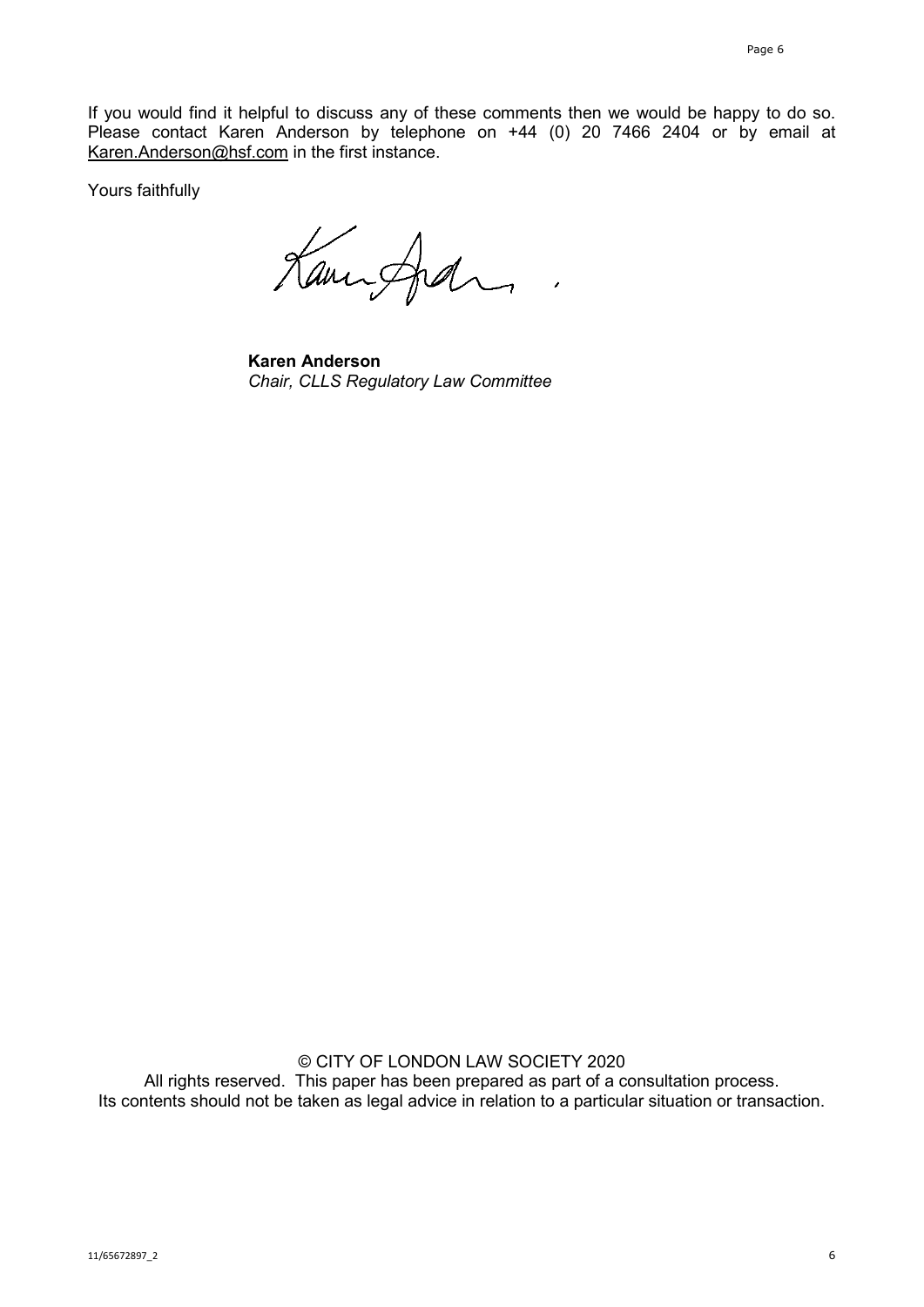If you would find it helpful to discuss any of these comments then we would be happy to do so. Please contact Karen Anderson by telephone on +44 (0) 20 7466 2404 or by email at Karen.Anderson@hsf.com in the first instance.

Yours faithfully

**Karen Anderson**
*Chair, CLLS Regulatory Law Committee*

© CITY OF LONDON LAW SOCIETY 2020
All rights reserved. This paper has been prepared as part of a consultation process.
Its contents should not be taken as legal advice in relation to a particular situation or transaction.

11/65672897_2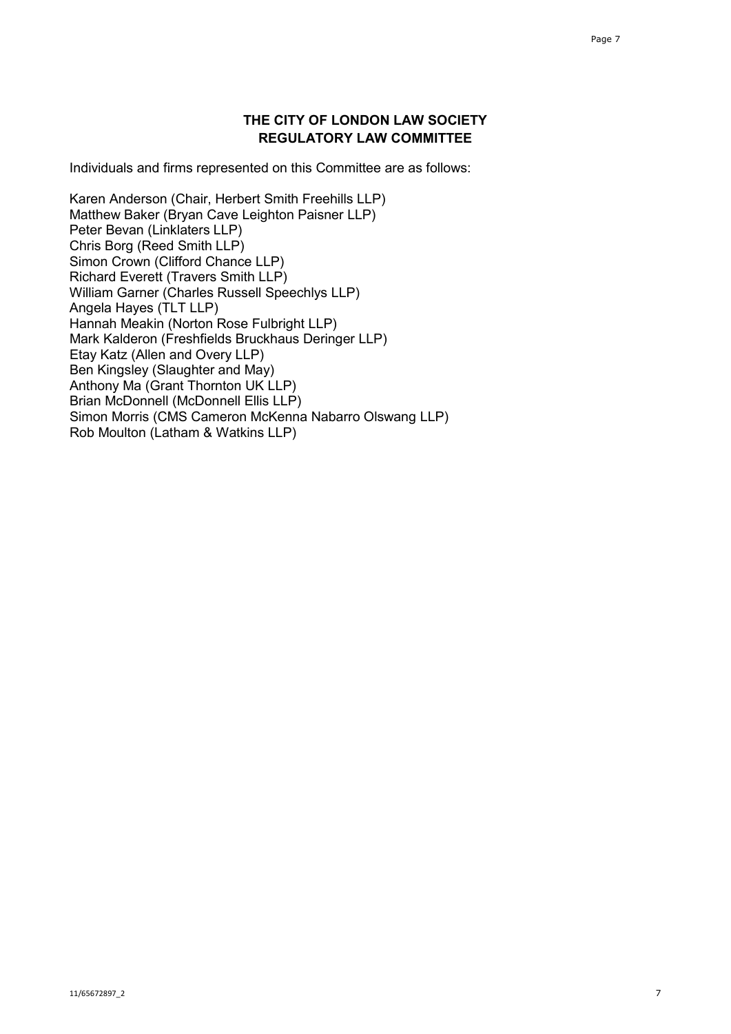**THE CITY OF LONDON LAW SOCIETY**
**REGULATORY LAW COMMITTEE**

Individuals and firms represented on this Committee are as follows:

Karen Anderson (Chair, Herbert Smith Freehills LLP)
Matthew Baker (Bryan Cave Leighton Paisner LLP)
Peter Bevan (Linklaters LLP)
Chris Borg (Reed Smith LLP)
Simon Crown (Clifford Chance LLP)
Richard Everett (Travers Smith LLP)
William Garner (Charles Russell Speechlys LLP)
Angela Hayes (TLT LLP)
Hannah Meakin (Norton Rose Fulbright LLP)
Mark Kalderon (Freshfields Bruckhaus Deringer LLP)
Etay Katz (Allen and Overy LLP)
Ben Kingsley (Slaughter and May)
Anthony Ma (Grant Thornton UK LLP)
Brian McDonnell (McDonnell Ellis LLP)
Simon Morris (CMS Cameron McKenna Nabarro Olswang LLP)
Rob Moulton (Latham & Watkins LLP)